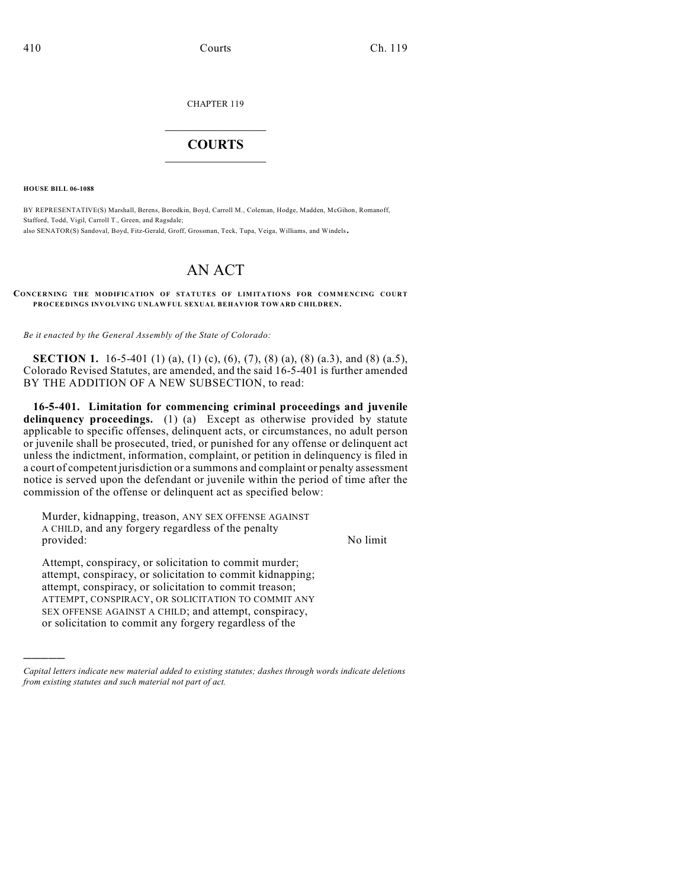CHAPTER 119

# COURTS

**HOUSE BILL 06-1088**

BY REPRESENTATIVE(S) Marshall, Berens, Borodkin, Boyd, Carroll M., Coleman, Hodge, Madden, McGihon, Romanoff, Stafford, Todd, Vigil, Carroll T., Green, and Ragsdale;
also SENATOR(S) Sandoval, Boyd, Fitz-Gerald, Groff, Grossman, Teck, Tupa, Veiga, Williams, and Windels.

# AN ACT

**CONCERNING THE MODIFICATION OF STATUTES OF LIMITATIONS FOR COMMENCING COURT PROCEEDINGS INVOLVING UNLAWFUL SEXUAL BEHAVIOR TOWARD CHILDREN.**

*Be it enacted by the General Assembly of the State of Colorado:*

**SECTION 1.** 16-5-401 (1) (a), (1) (c), (6), (7), (8) (a), (8) (a.3), and (8) (a.5), Colorado Revised Statutes, are amended, and the said 16-5-401 is further amended BY THE ADDITION OF A NEW SUBSECTION, to read:

**16-5-401. Limitation for commencing criminal proceedings and juvenile delinquency proceedings.** (1) (a) Except as otherwise provided by statute applicable to specific offenses, delinquent acts, or circumstances, no adult person or juvenile shall be prosecuted, tried, or punished for any offense or delinquent act unless the indictment, information, complaint, or petition in delinquency is filed in a court of competent jurisdiction or a summons and complaint or penalty assessment notice is served upon the defendant or juvenile within the period of time after the commission of the offense or delinquent act as specified below:

| | |
|---|---|
| Murder, kidnapping, treason, ANY SEX OFFENSE AGAINST A CHILD, and any forgery regardless of the penalty provided: | No limit |
| Attempt, conspiracy, or solicitation to commit murder; attempt, conspiracy, or solicitation to commit kidnapping; attempt, conspiracy, or solicitation to commit treason; ATTEMPT, CONSPIRACY, OR SOLICITATION TO COMMIT ANY SEX OFFENSE AGAINST A CHILD; and attempt, conspiracy, or solicitation to commit any forgery regardless of the | |

---

*Capital letters indicate new material added to existing statutes; dashes through words indicate deletions from existing statutes and such material not part of act.*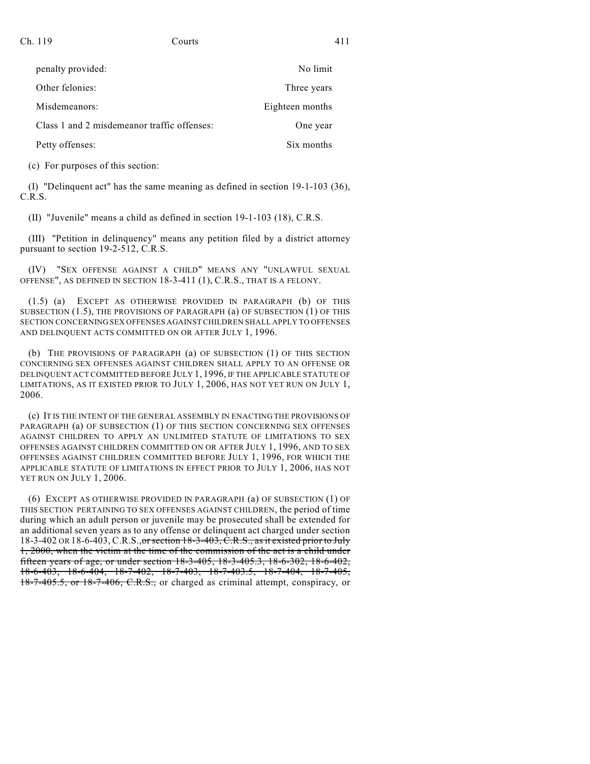| | |
|---|---|
| penalty provided: | No limit |
| Other felonies: | Three years |
| Misdemeanors: | Eighteen months |
| Class 1 and 2 misdemeanor traffic offenses: | One year |
| Petty offenses: | Six months |

(c) For purposes of this section:

(I) "Delinquent act" has the same meaning as defined in section 19-1-103 (36), C.R.S.

(II) "Juvenile" means a child as defined in section 19-1-103 (18), C.R.S.

(III) "Petition in delinquency" means any petition filed by a district attorney pursuant to section 19-2-512, C.R.S.

(IV) "SEX OFFENSE AGAINST A CHILD" MEANS ANY "UNLAWFUL SEXUAL OFFENSE", AS DEFINED IN SECTION 18-3-411 (1), C.R.S., THAT IS A FELONY.

(1.5) (a) EXCEPT AS OTHERWISE PROVIDED IN PARAGRAPH (b) OF THIS SUBSECTION (1.5), THE PROVISIONS OF PARAGRAPH (a) OF SUBSECTION (1) OF THIS SECTION CONCERNING SEX OFFENSES AGAINST CHILDREN SHALL APPLY TO OFFENSES AND DELINQUENT ACTS COMMITTED ON OR AFTER JULY 1, 1996.

(b) THE PROVISIONS OF PARAGRAPH (a) OF SUBSECTION (1) OF THIS SECTION CONCERNING SEX OFFENSES AGAINST CHILDREN SHALL APPLY TO AN OFFENSE OR DELINQUENT ACT COMMITTED BEFORE JULY 1, 1996, IF THE APPLICABLE STATUTE OF LIMITATIONS, AS IT EXISTED PRIOR TO JULY 1, 2006, HAS NOT YET RUN ON JULY 1, 2006.

(c) IT IS THE INTENT OF THE GENERAL ASSEMBLY IN ENACTING THE PROVISIONS OF PARAGRAPH (a) OF SUBSECTION (1) OF THIS SECTION CONCERNING SEX OFFENSES AGAINST CHILDREN TO APPLY AN UNLIMITED STATUTE OF LIMITATIONS TO SEX OFFENSES AGAINST CHILDREN COMMITTED ON OR AFTER JULY 1, 1996, AND TO SEX OFFENSES AGAINST CHILDREN COMMITTED BEFORE JULY 1, 1996, FOR WHICH THE APPLICABLE STATUTE OF LIMITATIONS IN EFFECT PRIOR TO JULY 1, 2006, HAS NOT YET RUN ON JULY 1, 2006.

(6) EXCEPT AS OTHERWISE PROVIDED IN PARAGRAPH (a) OF SUBSECTION (1) OF THIS SECTION PERTAINING TO SEX OFFENSES AGAINST CHILDREN, the period of time during which an adult person or juvenile may be prosecuted shall be extended for an additional seven years as to any offense or delinquent act charged under section 18-3-402 OR 18-6-403, C.R.S., ~~or section 18-3-403, C.R.S., as it existed prior to July 1, 2000, when the victim at the time of the commission of the act is a child under fifteen years of age, or under section 18-3-405, 18-3-405.3, 18-6-302, 18-6-402, 18-6-403, 18-6-404, 18-7-402, 18-7-403, 18-7-403.5, 18-7-404, 18-7-405, 18-7-405.5, or 18-7-406, C.R.S.,~~ or charged as criminal attempt, conspiracy, or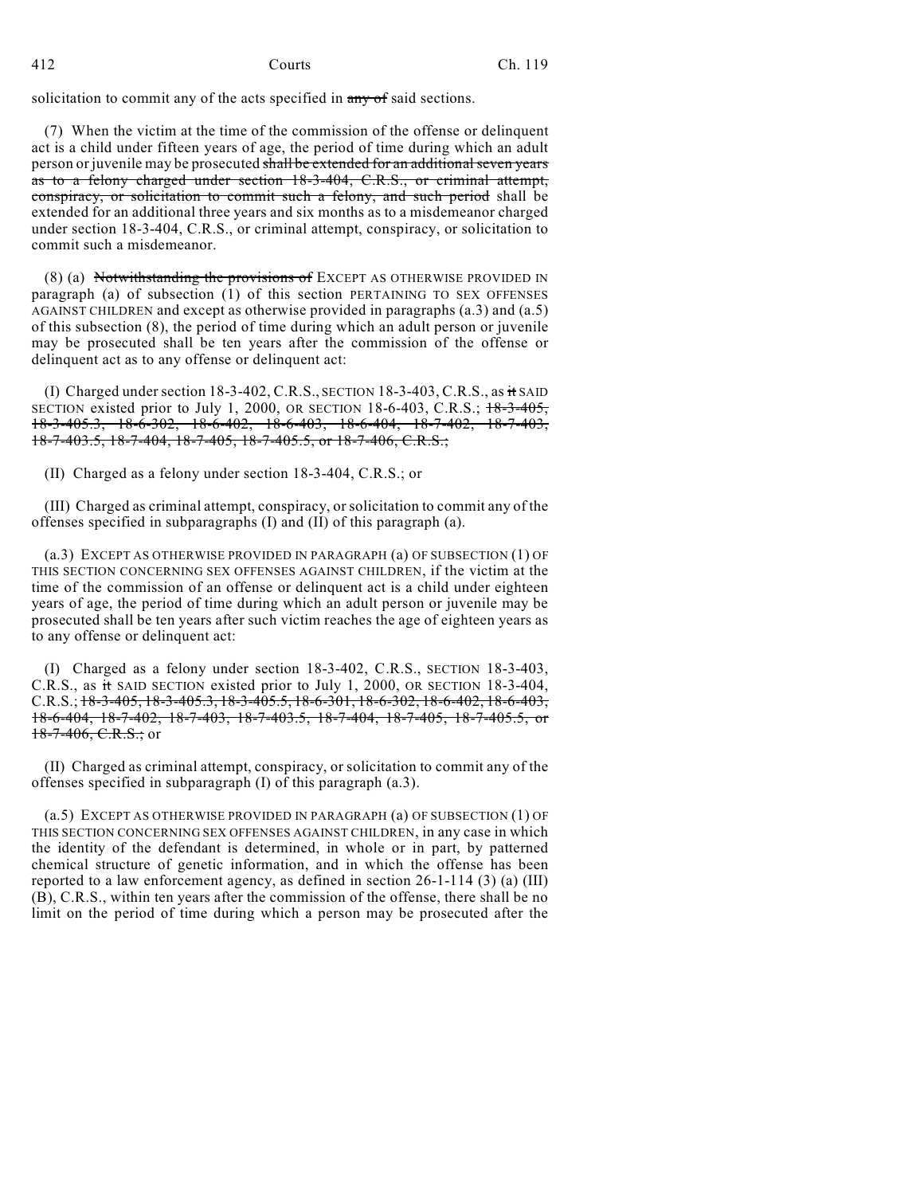solicitation to commit any of the acts specified in ~~any of~~ said sections.

(7) When the victim at the time of the commission of the offense or delinquent act is a child under fifteen years of age, the period of time during which an adult person or juvenile may be prosecuted ~~shall be extended for an additional seven years as to a felony charged under section 18-3-404, C.R.S., or criminal attempt, conspiracy, or solicitation to commit such a felony, and such period~~ shall be extended for an additional three years and six months as to a misdemeanor charged under section 18-3-404, C.R.S., or criminal attempt, conspiracy, or solicitation to commit such a misdemeanor.

(8) (a) ~~Notwithstanding the provisions of~~ EXCEPT AS OTHERWISE PROVIDED IN paragraph (a) of subsection (1) of this section PERTAINING TO SEX OFFENSES AGAINST CHILDREN and except as otherwise provided in paragraphs (a.3) and (a.5) of this subsection (8), the period of time during which an adult person or juvenile may be prosecuted shall be ten years after the commission of the offense or delinquent act as to any offense or delinquent act:

(I) Charged under section 18-3-402, C.R.S., SECTION 18-3-403, C.R.S., as ~~it~~ SAID SECTION existed prior to July 1, 2000, OR SECTION 18-6-403, C.R.S.; ~~18-3-405, 18-3-405.3, 18-6-302, 18-6-402, 18-6-403, 18-6-404, 18-7-402, 18-7-403, 18-7-403.5, 18-7-404, 18-7-405, 18-7-405.5, or 18-7-406, C.R.S.;~~

(II) Charged as a felony under section 18-3-404, C.R.S.; or

(III) Charged as criminal attempt, conspiracy, or solicitation to commit any of the offenses specified in subparagraphs (I) and (II) of this paragraph (a).

(a.3) EXCEPT AS OTHERWISE PROVIDED IN PARAGRAPH (a) OF SUBSECTION (1) OF THIS SECTION CONCERNING SEX OFFENSES AGAINST CHILDREN, if the victim at the time of the commission of an offense or delinquent act is a child under eighteen years of age, the period of time during which an adult person or juvenile may be prosecuted shall be ten years after such victim reaches the age of eighteen years as to any offense or delinquent act:

(I) Charged as a felony under section 18-3-402, C.R.S., SECTION 18-3-403, C.R.S., as ~~it~~ SAID SECTION existed prior to July 1, 2000, OR SECTION 18-3-404, C.R.S.; ~~18-3-405, 18-3-405.3, 18-3-405.5, 18-6-301, 18-6-302, 18-6-402, 18-6-403, 18-6-404, 18-7-402, 18-7-403, 18-7-403.5, 18-7-404, 18-7-405, 18-7-405.5, or 18-7-406, C.R.S.;~~ or

(II) Charged as criminal attempt, conspiracy, or solicitation to commit any of the offenses specified in subparagraph (I) of this paragraph (a.3).

(a.5) EXCEPT AS OTHERWISE PROVIDED IN PARAGRAPH (a) OF SUBSECTION (1) OF THIS SECTION CONCERNING SEX OFFENSES AGAINST CHILDREN, in any case in which the identity of the defendant is determined, in whole or in part, by patterned chemical structure of genetic information, and in which the offense has been reported to a law enforcement agency, as defined in section 26-1-114 (3) (a) (III) (B), C.R.S., within ten years after the commission of the offense, there shall be no limit on the period of time during which a person may be prosecuted after the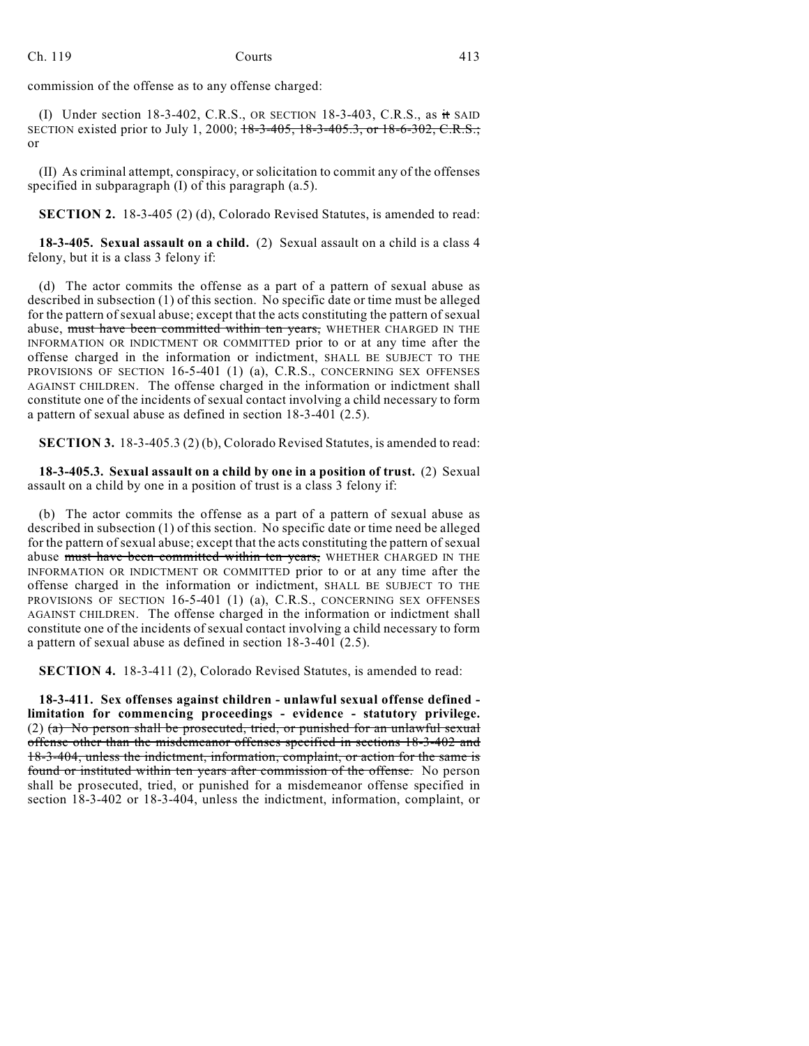commission of the offense as to any offense charged:

(I) Under section 18-3-402, C.R.S., OR SECTION 18-3-403, C.R.S., as ~~it~~ SAID SECTION existed prior to July 1, 2000; ~~18-3-405, 18-3-405.3, or 18-6-302, C.R.S.;~~ or

(II) As criminal attempt, conspiracy, or solicitation to commit any of the offenses specified in subparagraph (I) of this paragraph (a.5).

**SECTION 2.** 18-3-405 (2) (d), Colorado Revised Statutes, is amended to read:

**18-3-405. Sexual assault on a child.** (2) Sexual assault on a child is a class 4 felony, but it is a class 3 felony if:

(d) The actor commits the offense as a part of a pattern of sexual abuse as described in subsection (1) of this section. No specific date or time must be alleged for the pattern of sexual abuse; except that the acts constituting the pattern of sexual abuse, ~~must have been committed within ten years,~~ WHETHER CHARGED IN THE INFORMATION OR INDICTMENT OR COMMITTED prior to or at any time after the offense charged in the information or indictment, SHALL BE SUBJECT TO THE PROVISIONS OF SECTION 16-5-401 (1) (a), C.R.S., CONCERNING SEX OFFENSES AGAINST CHILDREN. The offense charged in the information or indictment shall constitute one of the incidents of sexual contact involving a child necessary to form a pattern of sexual abuse as defined in section 18-3-401 (2.5).

**SECTION 3.** 18-3-405.3 (2) (b), Colorado Revised Statutes, is amended to read:

**18-3-405.3. Sexual assault on a child by one in a position of trust.** (2) Sexual assault on a child by one in a position of trust is a class 3 felony if:

(b) The actor commits the offense as a part of a pattern of sexual abuse as described in subsection (1) of this section. No specific date or time need be alleged for the pattern of sexual abuse; except that the acts constituting the pattern of sexual abuse ~~must have been committed within ten years,~~ WHETHER CHARGED IN THE INFORMATION OR INDICTMENT OR COMMITTED prior to or at any time after the offense charged in the information or indictment, SHALL BE SUBJECT TO THE PROVISIONS OF SECTION 16-5-401 (1) (a), C.R.S., CONCERNING SEX OFFENSES AGAINST CHILDREN. The offense charged in the information or indictment shall constitute one of the incidents of sexual contact involving a child necessary to form a pattern of sexual abuse as defined in section 18-3-401 (2.5).

**SECTION 4.** 18-3-411 (2), Colorado Revised Statutes, is amended to read:

**18-3-411. Sex offenses against children - unlawful sexual offense defined - limitation for commencing proceedings - evidence - statutory privilege.** (2) ~~(a) No person shall be prosecuted, tried, or punished for an unlawful sexual offense other than the misdemeanor offenses specified in sections 18-3-402 and 18-3-404, unless the indictment, information, complaint, or action for the same is found or instituted within ten years after commission of the offense.~~ No person shall be prosecuted, tried, or punished for a misdemeanor offense specified in section 18-3-402 or 18-3-404, unless the indictment, information, complaint, or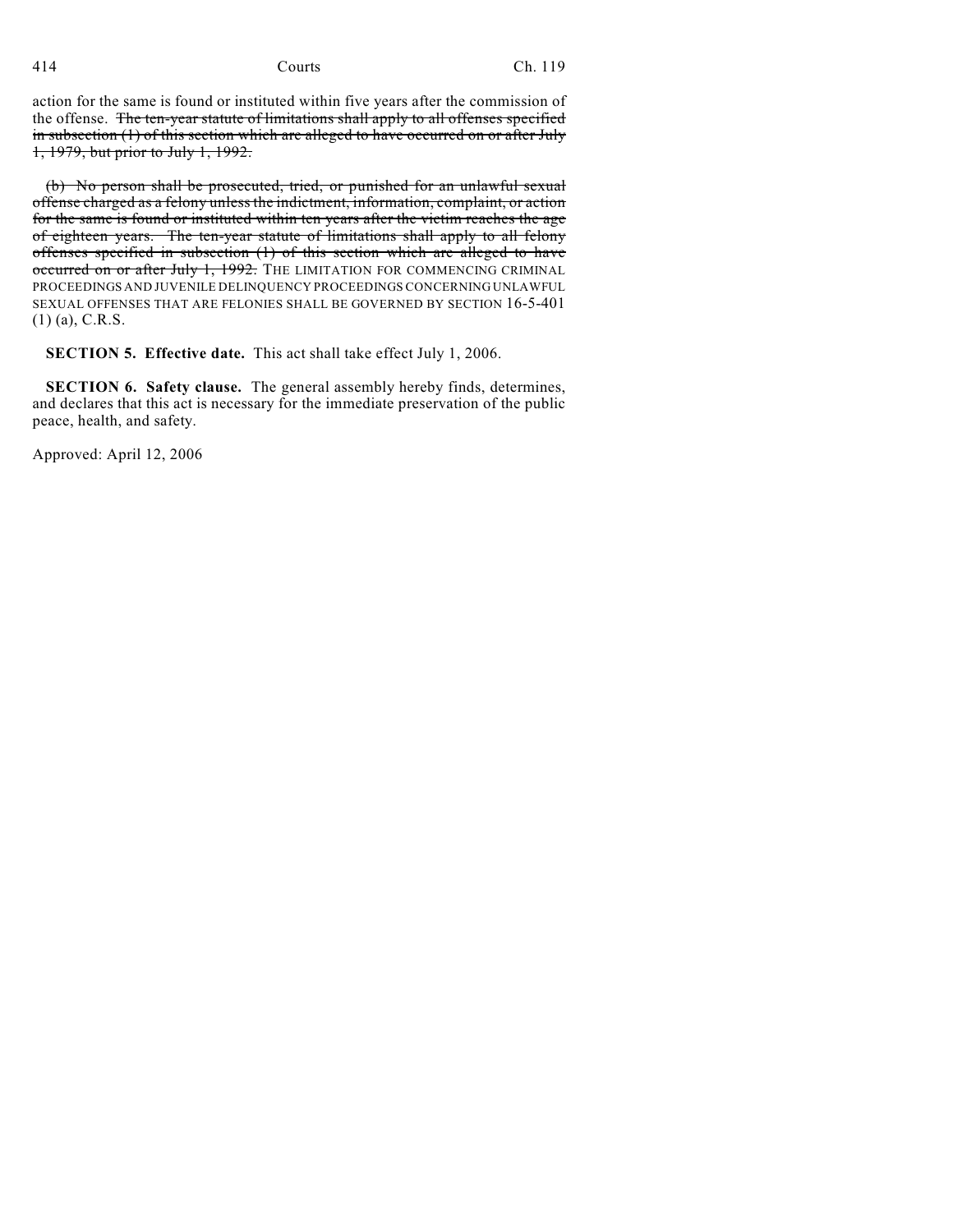action for the same is found or instituted within five years after the commission of the offense. ~~The ten-year statute of limitations shall apply to all offenses specified in subsection (1) of this section which are alleged to have occurred on or after July 1, 1979, but prior to July 1, 1992.~~

~~(b) No person shall be prosecuted, tried, or punished for an unlawful sexual offense charged as a felony unless the indictment, information, complaint, or action for the same is found or instituted within ten years after the victim reaches the age of eighteen years. The ten-year statute of limitations shall apply to all felony offenses specified in subsection (1) of this section which are alleged to have occurred on or after July 1, 1992.~~ THE LIMITATION FOR COMMENCING CRIMINAL PROCEEDINGS AND JUVENILE DELINQUENCY PROCEEDINGS CONCERNING UNLAWFUL SEXUAL OFFENSES THAT ARE FELONIES SHALL BE GOVERNED BY SECTION 16-5-401 (1) (a), C.R.S.

**SECTION 5. Effective date.** This act shall take effect July 1, 2006.

**SECTION 6. Safety clause.** The general assembly hereby finds, determines, and declares that this act is necessary for the immediate preservation of the public peace, health, and safety.

Approved: April 12, 2006